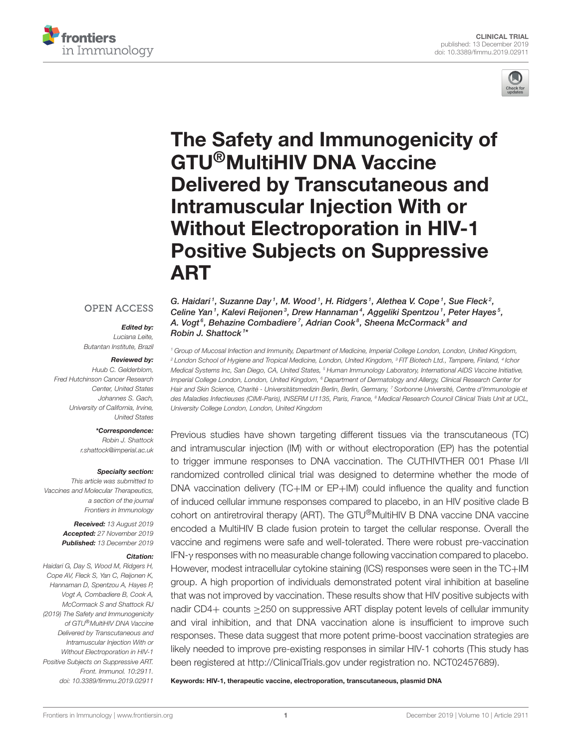CLINICAL TRIAL
published: 13 December 2019
doi: 10.3389/fimmu.2019.02911

# The Safety and Immunogenicity of GTU®MultiHIV DNA Vaccine Delivered by Transcutaneous and Intramuscular Injection With or Without Electroporation in HIV-1 Positive Subjects on Suppressive ART

G. Haidari[1], Suzanne Day[1], M. Wood[1], H. Ridgers[1], Alethea V. Cope[1], Sue Fleck[2], Celine Yan[1], Kalevi Reijonen[3], Drew Hannaman[4], Aggeliki Spentzou[1], Peter Hayes[5], A. Vogt[6], Behazine Combadiere[7], Adrian Cook[8], Sheena McCormack[8] and Robin J. Shattock[1]*

[1] Group of Mucosal Infection and Immunity, Department of Medicine, Imperial College London, London, United Kingdom, [2] London School of Hygiene and Tropical Medicine, London, United Kingdom, [3] FIT Biotech Ltd., Tampere, Finland, [4] Ichor Medical Systems Inc, San Diego, CA, United States, [5] Human Immunology Laboratory, International AIDS Vaccine Initiative, Imperial College London, London, United Kingdom, [6] Department of Dermatology and Allergy, Clinical Research Center for Hair and Skin Science, Charité - Universitätsmedizin Berlin, Berlin, Germany, [7] Sorbonne Université, Centre d'Immunologie et des Maladies Infectieuses (CIMI-Paris), INSERM U1135, Paris, France, [8] Medical Research Council Clinical Trials Unit at UCL, University College London, London, United Kingdom

OPEN ACCESS

***Edited by:***
*Luciana Leite, Butantan Institute, Brazil*

***Reviewed by:***
*Huub C. Gelderblom, Fred Hutchinson Cancer Research Center, United States*
*Johannes S. Gach, University of California, Irvine, United States*

***\*Correspondence:***
*Robin J. Shattock*
*r.shattock@imperial.ac.uk*

***Specialty section:***
*This article was submitted to Vaccines and Molecular Therapeutics, a section of the journal Frontiers in Immunology*

***Received:*** *13 August 2019*
***Accepted:*** *27 November 2019*
***Published:*** *13 December 2019*

***Citation:***
*Haidari G, Day S, Wood M, Ridgers H, Cope AV, Fleck S, Yan C, Reijonen K, Hannaman D, Spentzou A, Hayes P, Vogt A, Combadiere B, Cook A, McCormack S and Shattock RJ (2019) The Safety and Immunogenicity of GTU®MultiHIV DNA Vaccine Delivered by Transcutaneous and Intramuscular Injection With or Without Electroporation in HIV-1 Positive Subjects on Suppressive ART. Front. Immunol. 10:2911. doi: 10.3389/fimmu.2019.02911*

Previous studies have shown targeting different tissues via the transcutaneous (TC) and intramuscular injection (IM) with or without electroporation (EP) has the potential to trigger immune responses to DNA vaccination. The CUTHIVTHER 001 Phase I/II randomized controlled clinical trial was designed to determine whether the mode of DNA vaccination delivery (TC+IM or EP+IM) could influence the quality and function of induced cellular immune responses compared to placebo, in an HIV positive clade B cohort on antiretroviral therapy (ART). The GTU®MultiHIV B DNA vaccine DNA vaccine encoded a MultiHIV B clade fusion protein to target the cellular response. Overall the vaccine and regimens were safe and well-tolerated. There were robust pre-vaccination IFN-γ responses with no measurable change following vaccination compared to placebo. However, modest intracellular cytokine staining (ICS) responses were seen in the TC+IM group. A high proportion of individuals demonstrated potent viral inhibition at baseline that was not improved by vaccination. These results show that HIV positive subjects with nadir CD4+ counts ≥250 on suppressive ART display potent levels of cellular immunity and viral inhibition, and that DNA vaccination alone is insufficient to improve such responses. These data suggest that more potent prime-boost vaccination strategies are likely needed to improve pre-existing responses in similar HIV-1 cohorts (This study has been registered at http://ClinicalTrials.gov under registration no. NCT02457689).

**Keywords: HIV-1, therapeutic vaccine, electroporation, transcutaneous, plasmid DNA**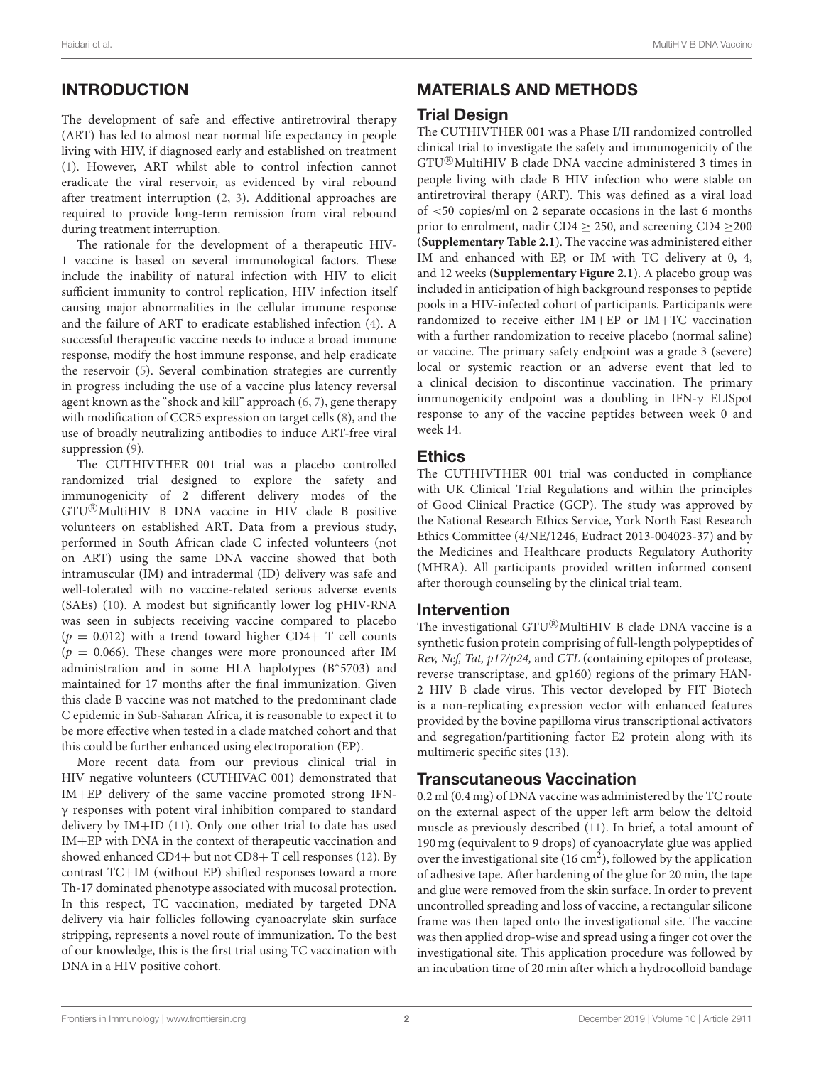## INTRODUCTION

The development of safe and effective antiretroviral therapy (ART) has led to almost near normal life expectancy in people living with HIV, if diagnosed early and established on treatment (1). However, ART whilst able to control infection cannot eradicate the viral reservoir, as evidenced by viral rebound after treatment interruption (2, 3). Additional approaches are required to provide long-term remission from viral rebound during treatment interruption.

The rationale for the development of a therapeutic HIV-1 vaccine is based on several immunological factors. These include the inability of natural infection with HIV to elicit sufficient immunity to control replication, HIV infection itself causing major abnormalities in the cellular immune response and the failure of ART to eradicate established infection (4). A successful therapeutic vaccine needs to induce a broad immune response, modify the host immune response, and help eradicate the reservoir (5). Several combination strategies are currently in progress including the use of a vaccine plus latency reversal agent known as the "shock and kill" approach (6, 7), gene therapy with modification of CCR5 expression on target cells (8), and the use of broadly neutralizing antibodies to induce ART-free viral suppression (9).

The CUTHIVTHER 001 trial was a placebo controlled randomized trial designed to explore the safety and immunogenicity of 2 different delivery modes of the GTU®MultiHIV B DNA vaccine in HIV clade B positive volunteers on established ART. Data from a previous study, performed in South African clade C infected volunteers (not on ART) using the same DNA vaccine showed that both intramuscular (IM) and intradermal (ID) delivery was safe and well-tolerated with no vaccine-related serious adverse events (SAEs) (10). A modest but significantly lower log pHIV-RNA was seen in subjects receiving vaccine compared to placebo ($p = 0.012$) with a trend toward higher CD4+ T cell counts ($p = 0.066$). These changes were more pronounced after IM administration and in some HLA haplotypes (B*5703) and maintained for 17 months after the final immunization. Given this clade B vaccine was not matched to the predominant clade C epidemic in Sub-Saharan Africa, it is reasonable to expect it to be more effective when tested in a clade matched cohort and that this could be further enhanced using electroporation (EP).

More recent data from our previous clinical trial in HIV negative volunteers (CUTHIVAC 001) demonstrated that IM+EP delivery of the same vaccine promoted strong IFN-γ responses with potent viral inhibition compared to standard delivery by IM+ID (11). Only one other trial to date has used IM+EP with DNA in the context of therapeutic vaccination and showed enhanced CD4+ but not CD8+ T cell responses (12). By contrast TC+IM (without EP) shifted responses toward a more Th-17 dominated phenotype associated with mucosal protection. In this respect, TC vaccination, mediated by targeted DNA delivery via hair follicles following cyanoacrylate skin surface stripping, represents a novel route of immunization. To the best of our knowledge, this is the first trial using TC vaccination with DNA in a HIV positive cohort.

## MATERIALS AND METHODS

### Trial Design

The CUTHIVTHER 001 was a Phase I/II randomized controlled clinical trial to investigate the safety and immunogenicity of the GTU®MultiHIV B clade DNA vaccine administered 3 times in people living with clade B HIV infection who were stable on antiretroviral therapy (ART). This was defined as a viral load of <50 copies/ml on 2 separate occasions in the last 6 months prior to enrolment, nadir CD4 ≥ 250, and screening CD4 ≥200 (**Supplementary Table 2.1**). The vaccine was administered either IM and enhanced with EP, or IM with TC delivery at 0, 4, and 12 weeks (**Supplementary Figure 2.1**). A placebo group was included in anticipation of high background responses to peptide pools in a HIV-infected cohort of participants. Participants were randomized to receive either IM+EP or IM+TC vaccination with a further randomization to receive placebo (normal saline) or vaccine. The primary safety endpoint was a grade 3 (severe) local or systemic reaction or an adverse event that led to a clinical decision to discontinue vaccination. The primary immunogenicity endpoint was a doubling in IFN-γ ELISpot response to any of the vaccine peptides between week 0 and week 14.

### Ethics

The CUTHIVTHER 001 trial was conducted in compliance with UK Clinical Trial Regulations and within the principles of Good Clinical Practice (GCP). The study was approved by the National Research Ethics Service, York North East Research Ethics Committee (4/NE/1246, Eudract 2013-004023-37) and by the Medicines and Healthcare products Regulatory Authority (MHRA). All participants provided written informed consent after thorough counseling by the clinical trial team.

### Intervention

The investigational GTU®MultiHIV B clade DNA vaccine is a synthetic fusion protein comprising of full-length polypeptides of *Rev, Nef, Tat, p17/p24,* and *CTL* (containing epitopes of protease, reverse transcriptase, and gp160) regions of the primary HAN-2 HIV B clade virus. This vector developed by FIT Biotech is a non-replicating expression vector with enhanced features provided by the bovine papilloma virus transcriptional activators and segregation/partitioning factor E2 protein along with its multimeric specific sites (13).

### Transcutaneous Vaccination

0.2 ml (0.4 mg) of DNA vaccine was administered by the TC route on the external aspect of the upper left arm below the deltoid muscle as previously described (11). In brief, a total amount of 190 mg (equivalent to 9 drops) of cyanoacrylate glue was applied over the investigational site (16 $cm^2$), followed by the application of adhesive tape. After hardening of the glue for 20 min, the tape and glue were removed from the skin surface. In order to prevent uncontrolled spreading and loss of vaccine, a rectangular silicone frame was then taped onto the investigational site. The vaccine was then applied drop-wise and spread using a finger cot over the investigational site. This application procedure was followed by an incubation time of 20 min after which a hydrocolloid bandage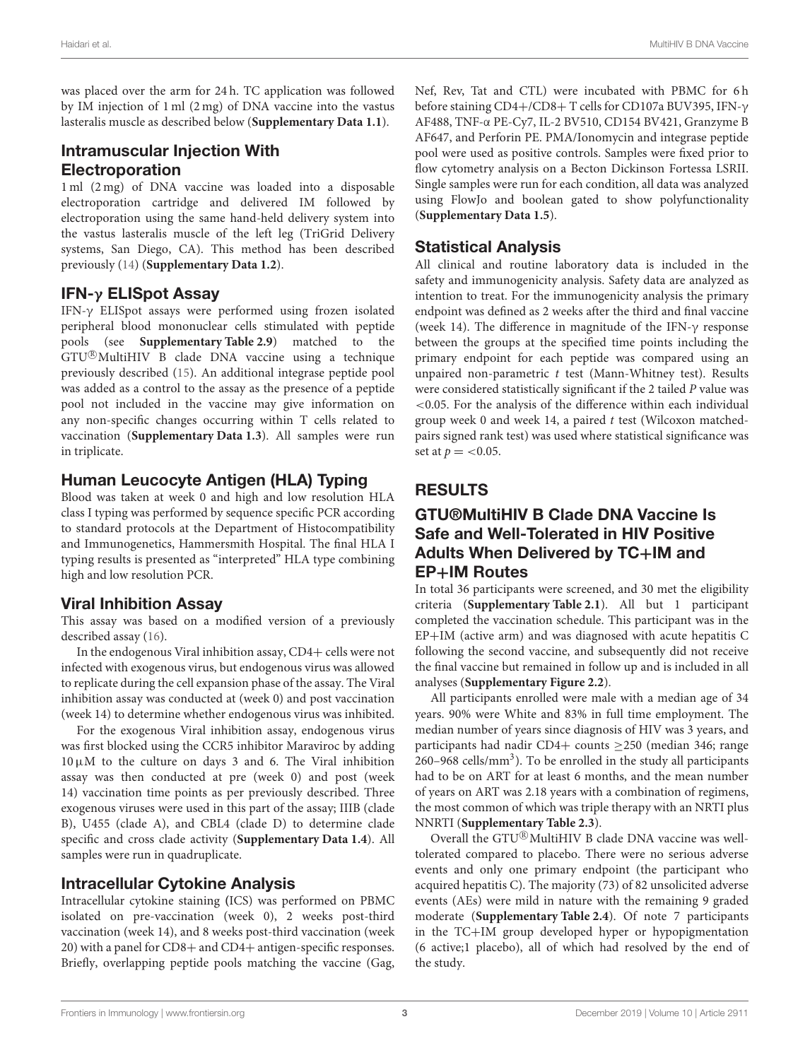was placed over the arm for 24 h. TC application was followed by IM injection of 1 ml (2 mg) of DNA vaccine into the vastus lasteralis muscle as described below (**Supplementary Data 1.1**).

## Intramuscular Injection With Electroporation

1 ml (2 mg) of DNA vaccine was loaded into a disposable electroporation cartridge and delivered IM followed by electroporation using the same hand-held delivery system into the vastus lasteralis muscle of the left leg (TriGrid Delivery systems, San Diego, CA). This method has been described previously (14) (**Supplementary Data 1.2**).

## IFN-γ ELISpot Assay

IFN-γ ELISpot assays were performed using frozen isolated peripheral blood mononuclear cells stimulated with peptide pools (see **Supplementary Table 2.9**) matched to the GTU®MultiHIV B clade DNA vaccine using a technique previously described (15). An additional integrase peptide pool was added as a control to the assay as the presence of a peptide pool not included in the vaccine may give information on any non-specific changes occurring within T cells related to vaccination (**Supplementary Data 1.3**). All samples were run in triplicate.

## Human Leucocyte Antigen (HLA) Typing

Blood was taken at week 0 and high and low resolution HLA class I typing was performed by sequence specific PCR according to standard protocols at the Department of Histocompatibility and Immunogenetics, Hammersmith Hospital. The final HLA I typing results is presented as "interpreted" HLA type combining high and low resolution PCR.

## Viral Inhibition Assay

This assay was based on a modified version of a previously described assay (16).

In the endogenous Viral inhibition assay, CD4+ cells were not infected with exogenous virus, but endogenous virus was allowed to replicate during the cell expansion phase of the assay. The Viral inhibition assay was conducted at (week 0) and post vaccination (week 14) to determine whether endogenous virus was inhibited.

For the exogenous Viral inhibition assay, endogenous virus was first blocked using the CCR5 inhibitor Maraviroc by adding 10 µM to the culture on days 3 and 6. The Viral inhibition assay was then conducted at pre (week 0) and post (week 14) vaccination time points as per previously described. Three exogenous viruses were used in this part of the assay; IIIB (clade B), U455 (clade A), and CBL4 (clade D) to determine clade specific and cross clade activity (**Supplementary Data 1.4**). All samples were run in quadruplicate.

## Intracellular Cytokine Analysis

Intracellular cytokine staining (ICS) was performed on PBMC isolated on pre-vaccination (week 0), 2 weeks post-third vaccination (week 14), and 8 weeks post-third vaccination (week 20) with a panel for CD8+ and CD4+ antigen-specific responses. Briefly, overlapping peptide pools matching the vaccine (Gag, Nef, Rev, Tat and CTL) were incubated with PBMC for 6 h before staining CD4+/CD8+ T cells for CD107a BUV395, IFN-γ AF488, TNF-α PE-Cy7, IL-2 BV510, CD154 BV421, Granzyme B AF647, and Perforin PE. PMA/Ionomycin and integrase peptide pool were used as positive controls. Samples were fixed prior to flow cytometry analysis on a Becton Dickinson Fortessa LSRII. Single samples were run for each condition, all data was analyzed using FlowJo and boolean gated to show polyfunctionality (**Supplementary Data 1.5**).

## Statistical Analysis

All clinical and routine laboratory data is included in the safety and immunogenicity analysis. Safety data are analyzed as intention to treat. For the immunogenicity analysis the primary endpoint was defined as 2 weeks after the third and final vaccine (week 14). The difference in magnitude of the IFN-γ response between the groups at the specified time points including the primary endpoint for each peptide was compared using an unpaired non-parametric *t* test (Mann-Whitney test). Results were considered statistically significant if the 2 tailed *P* value was <0.05. For the analysis of the difference within each individual group week 0 and week 14, a paired *t* test (Wilcoxon matched-pairs signed rank test) was used where statistical significance was set at $p = <0.05$.

# RESULTS

## GTU®MultiHIV B Clade DNA Vaccine Is Safe and Well-Tolerated in HIV Positive Adults When Delivered by TC+IM and EP+IM Routes

In total 36 participants were screened, and 30 met the eligibility criteria (**Supplementary Table 2.1**). All but 1 participant completed the vaccination schedule. This participant was in the EP+IM (active arm) and was diagnosed with acute hepatitis C following the second vaccine, and subsequently did not receive the final vaccine but remained in follow up and is included in all analyses (**Supplementary Figure 2.2**).

All participants enrolled were male with a median age of 34 years. 90% were White and 83% in full time employment. The median number of years since diagnosis of HIV was 3 years, and participants had nadir CD4+ counts ≥250 (median 346; range 260–968 cells/mm$^3$). To be enrolled in the study all participants had to be on ART for at least 6 months, and the mean number of years on ART was 2.18 years with a combination of regimens, the most common of which was triple therapy with an NRTI plus NNRTI (**Supplementary Table 2.3**).

Overall the GTU®MultiHIV B clade DNA vaccine was well-tolerated compared to placebo. There were no serious adverse events and only one primary endpoint (the participant who acquired hepatitis C). The majority (73) of 82 unsolicited adverse events (AEs) were mild in nature with the remaining 9 graded moderate (**Supplementary Table 2.4**). Of note 7 participants in the TC+IM group developed hyper or hypopigmentation (6 active;1 placebo), all of which had resolved by the end of the study.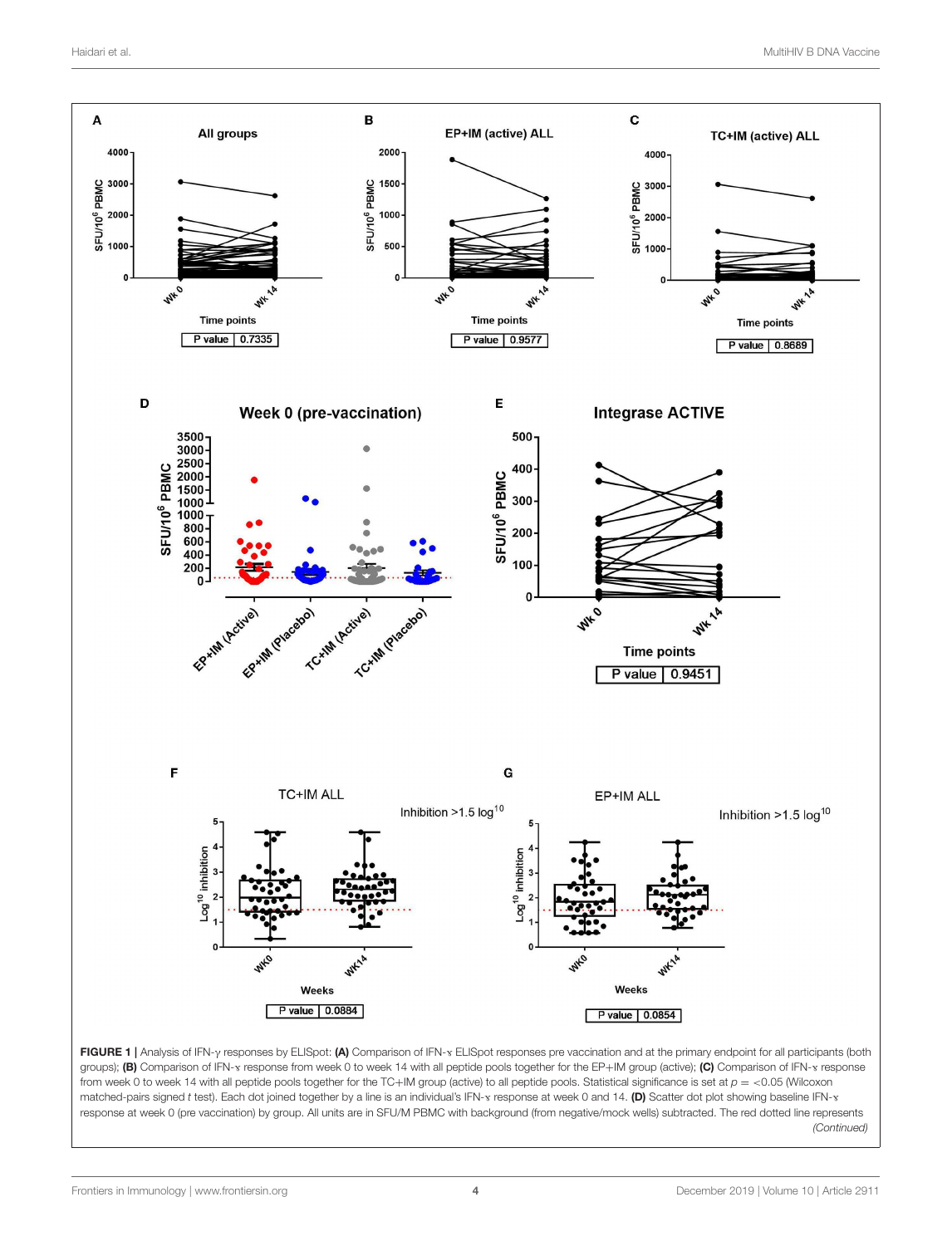**FIGURE 1** | Analysis of IFN-γ responses by ELISpot: **(A)** Comparison of IFN-ɣ ELISpot responses pre vaccination and at the primary endpoint for all participants (both groups); **(B)** Comparison of IFN-ɣ response from week 0 to week 14 with all peptide pools together for the EP+IM group (active); **(C)** Comparison of IFN-ɣ response from week 0 to week 14 with all peptide pools together for the TC+IM group (active) to all peptide pools. Statistical significance is set at $p = <0.05$ (Wilcoxon matched-pairs signed *t* test). Each dot joined together by a line is an individual's IFN-ɣ response at week 0 and 14. **(D)** Scatter dot plot showing baseline IFN-ɣ response at week 0 (pre vaccination) by group. All units are in SFU/M PBMC with background (from negative/mock wells) subtracted. The red dotted line represents *(Continued)*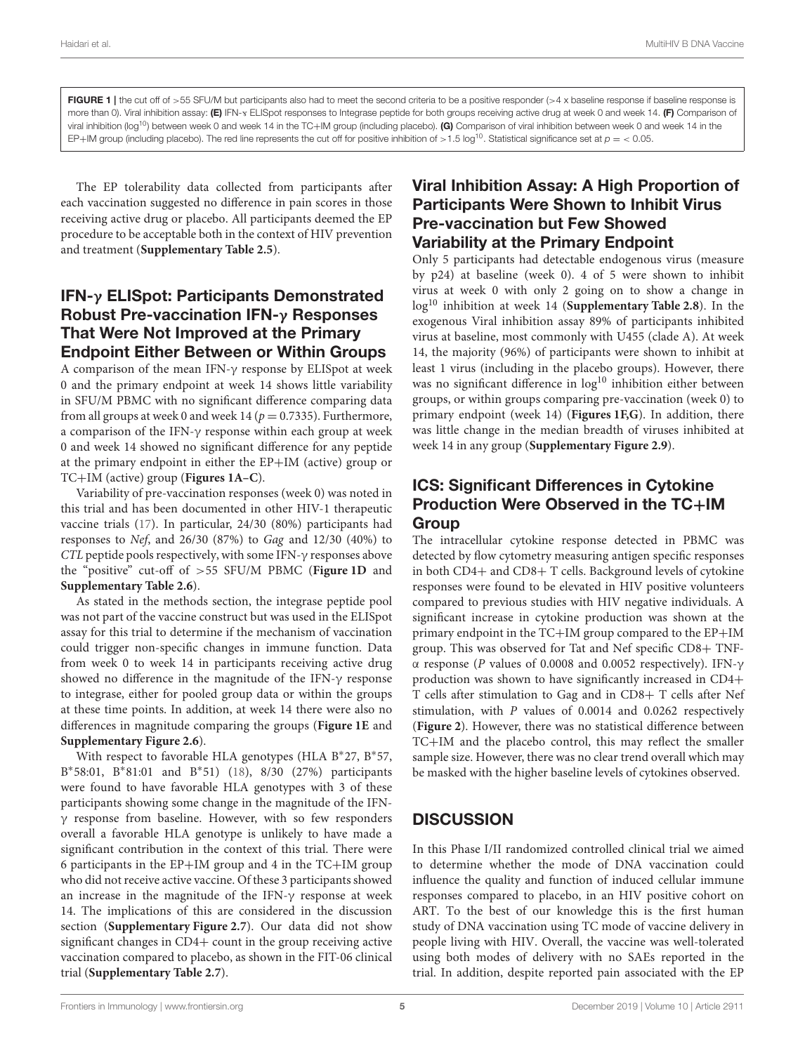**FIGURE 1 |** the cut off of >55 SFU/M but participants also had to meet the second criteria to be a positive responder (>4 x baseline response if baseline response is more than 0). Viral inhibition assay: **(E)** IFN-ɣ ELISpot responses to Integrase peptide for both groups receiving active drug at week 0 and week 14. **(F)** Comparison of viral inhibition ($log^{10}$) between week 0 and week 14 in the TC+IM group (including placebo). **(G)** Comparison of viral inhibition between week 0 and week 14 in the EP+IM group (including placebo). The red line represents the cut off for positive inhibition of >1.5 $log^{10}$. Statistical significance set at $p = < 0.05$.

The EP tolerability data collected from participants after each vaccination suggested no difference in pain scores in those receiving active drug or placebo. All participants deemed the EP procedure to be acceptable both in the context of HIV prevention and treatment (**Supplementary Table 2.5**).

## IFN-γ ELISpot: Participants Demonstrated Robust Pre-vaccination IFN-γ Responses That Were Not Improved at the Primary Endpoint Either Between or Within Groups

A comparison of the mean IFN-γ response by ELISpot at week 0 and the primary endpoint at week 14 shows little variability in SFU/M PBMC with no significant difference comparing data from all groups at week 0 and week 14 ($p = 0.7335$). Furthermore, a comparison of the IFN-γ response within each group at week 0 and week 14 showed no significant difference for any peptide at the primary endpoint in either the EP+IM (active) group or TC+IM (active) group (**Figures 1A–C**).

Variability of pre-vaccination responses (week 0) was noted in this trial and has been documented in other HIV-1 therapeutic vaccine trials (17). In particular, 24/30 (80%) participants had responses to *Nef*, and 26/30 (87%) to *Gag* and 12/30 (40%) to *CTL* peptide pools respectively, with some IFN-γ responses above the "positive" cut-off of >55 SFU/M PBMC (**Figure 1D** and **Supplementary Table 2.6**).

As stated in the methods section, the integrase peptide pool was not part of the vaccine construct but was used in the ELISpot assay for this trial to determine if the mechanism of vaccination could trigger non-specific changes in immune function. Data from week 0 to week 14 in participants receiving active drug showed no difference in the magnitude of the IFN-γ response to integrase, either for pooled group data or within the groups at these time points. In addition, at week 14 there were also no differences in magnitude comparing the groups (**Figure 1E** and **Supplementary Figure 2.6**).

With respect to favorable HLA genotypes (HLA B*27, B*57, B*58:01, B*81:01 and B*51) (18), 8/30 (27%) participants were found to have favorable HLA genotypes with 3 of these participants showing some change in the magnitude of the IFN-γ response from baseline. However, with so few responders overall a favorable HLA genotype is unlikely to have made a significant contribution in the context of this trial. There were 6 participants in the EP+IM group and 4 in the TC+IM group who did not receive active vaccine. Of these 3 participants showed an increase in the magnitude of the IFN-γ response at week 14. The implications of this are considered in the discussion section (**Supplementary Figure 2.7**). Our data did not show significant changes in CD4+ count in the group receiving active vaccination compared to placebo, as shown in the FIT-06 clinical trial (**Supplementary Table 2.7**).

## Viral Inhibition Assay: A High Proportion of Participants Were Shown to Inhibit Virus Pre-vaccination but Few Showed Variability at the Primary Endpoint

Only 5 participants had detectable endogenous virus (measure by p24) at baseline (week 0). 4 of 5 were shown to inhibit virus at week 0 with only 2 going on to show a change in $log^{10}$ inhibition at week 14 (**Supplementary Table 2.8**). In the exogenous Viral inhibition assay 89% of participants inhibited virus at baseline, most commonly with U455 (clade A). At week 14, the majority (96%) of participants were shown to inhibit at least 1 virus (including in the placebo groups). However, there was no significant difference in $log^{10}$ inhibition either between groups, or within groups comparing pre-vaccination (week 0) to primary endpoint (week 14) (**Figures 1F,G**). In addition, there was little change in the median breadth of viruses inhibited at week 14 in any group (**Supplementary Figure 2.9**).

## ICS: Significant Differences in Cytokine Production Were Observed in the TC+IM Group

The intracellular cytokine response detected in PBMC was detected by flow cytometry measuring antigen specific responses in both CD4+ and CD8+ T cells. Background levels of cytokine responses were found to be elevated in HIV positive volunteers compared to previous studies with HIV negative individuals. A significant increase in cytokine production was shown at the primary endpoint in the TC+IM group compared to the EP+IM group. This was observed for Tat and Nef specific CD8+ TNF-α response (*P* values of 0.0008 and 0.0052 respectively). IFN-γ production was shown to have significantly increased in CD4+ T cells after stimulation to Gag and in CD8+ T cells after Nef stimulation, with *P* values of 0.0014 and 0.0262 respectively (**Figure 2**). However, there was no statistical difference between TC+IM and the placebo control, this may reflect the smaller sample size. However, there was no clear trend overall which may be masked with the higher baseline levels of cytokines observed.

# DISCUSSION

In this Phase I/II randomized controlled clinical trial we aimed to determine whether the mode of DNA vaccination could influence the quality and function of induced cellular immune responses compared to placebo, in an HIV positive cohort on ART. To the best of our knowledge this is the first human study of DNA vaccination using TC mode of vaccine delivery in people living with HIV. Overall, the vaccine was well-tolerated using both modes of delivery with no SAEs reported in the trial. In addition, despite reported pain associated with the EP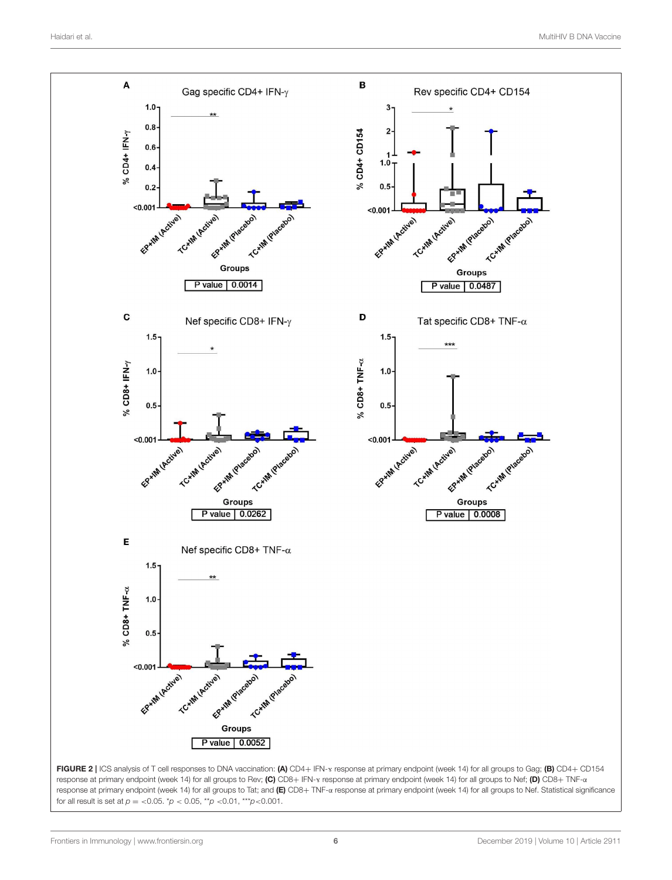**FIGURE 2 |** ICS analysis of T cell responses to DNA vaccination: **(A)** CD4+ IFN-γ response at primary endpoint (week 14) for all groups to Gag; **(B)** CD4+ CD154 response at primary endpoint (week 14) for all groups to Rev; **(C)** CD8+ IFN-γ response at primary endpoint (week 14) for all groups to Nef; **(D)** CD8+ TNF-α response at primary endpoint (week 14) for all groups to Tat; and **(E)** CD8+ TNF-α response at primary endpoint (week 14) for all groups to Nef. Statistical significance for all result is set at $p = <0.05$. \*$p < 0.05$, \*\*$p < 0.01$, \*\*\*$p < 0.001$.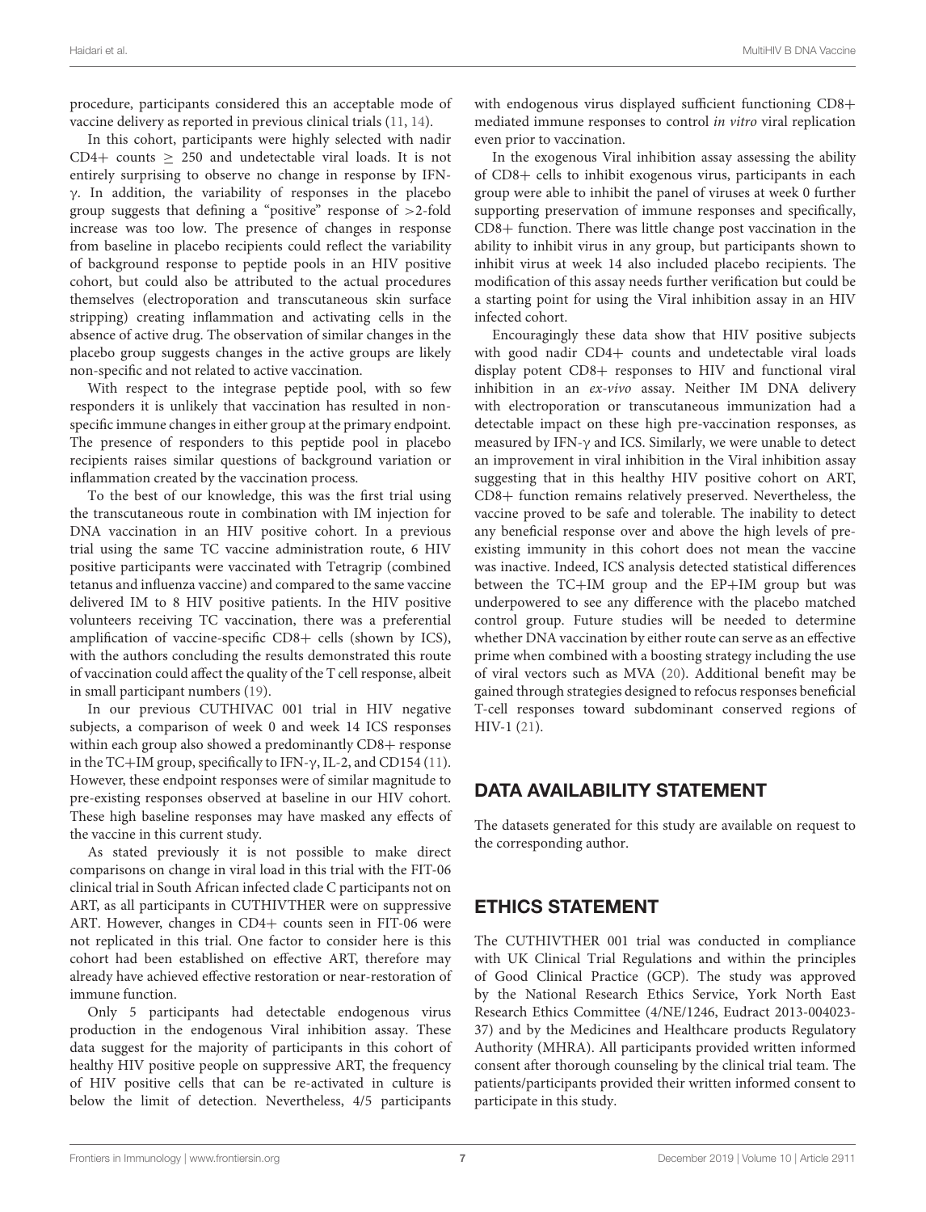procedure, participants considered this an acceptable mode of vaccine delivery as reported in previous clinical trials (11, 14).

In this cohort, participants were highly selected with nadir CD4+ counts $\geq$ 250 and undetectable viral loads. It is not entirely surprising to observe no change in response by IFN-γ. In addition, the variability of responses in the placebo group suggests that defining a "positive" response of >2-fold increase was too low. The presence of changes in response from baseline in placebo recipients could reflect the variability of background response to peptide pools in an HIV positive cohort, but could also be attributed to the actual procedures themselves (electroporation and transcutaneous skin surface stripping) creating inflammation and activating cells in the absence of active drug. The observation of similar changes in the placebo group suggests changes in the active groups are likely non-specific and not related to active vaccination.

With respect to the integrase peptide pool, with so few responders it is unlikely that vaccination has resulted in non-specific immune changes in either group at the primary endpoint. The presence of responders to this peptide pool in placebo recipients raises similar questions of background variation or inflammation created by the vaccination process.

To the best of our knowledge, this was the first trial using the transcutaneous route in combination with IM injection for DNA vaccination in an HIV positive cohort. In a previous trial using the same TC vaccine administration route, 6 HIV positive participants were vaccinated with Tetragrip (combined tetanus and influenza vaccine) and compared to the same vaccine delivered IM to 8 HIV positive patients. In the HIV positive volunteers receiving TC vaccination, there was a preferential amplification of vaccine-specific CD8+ cells (shown by ICS), with the authors concluding the results demonstrated this route of vaccination could affect the quality of the T cell response, albeit in small participant numbers (19).

In our previous CUTHIVAC 001 trial in HIV negative subjects, a comparison of week 0 and week 14 ICS responses within each group also showed a predominantly CD8+ response in the TC+IM group, specifically to IFN-γ, IL-2, and CD154 (11). However, these endpoint responses were of similar magnitude to pre-existing responses observed at baseline in our HIV cohort. These high baseline responses may have masked any effects of the vaccine in this current study.

As stated previously it is not possible to make direct comparisons on change in viral load in this trial with the FIT-06 clinical trial in South African infected clade C participants not on ART, as all participants in CUTHIVTHER were on suppressive ART. However, changes in CD4+ counts seen in FIT-06 were not replicated in this trial. One factor to consider here is this cohort had been established on effective ART, therefore may already have achieved effective restoration or near-restoration of immune function.

Only 5 participants had detectable endogenous virus production in the endogenous Viral inhibition assay. These data suggest for the majority of participants in this cohort of healthy HIV positive people on suppressive ART, the frequency of HIV positive cells that can be re-activated in culture is below the limit of detection. Nevertheless, 4/5 participants with endogenous virus displayed sufficient functioning CD8+ mediated immune responses to control *in vitro* viral replication even prior to vaccination.

In the exogenous Viral inhibition assay assessing the ability of CD8+ cells to inhibit exogenous virus, participants in each group were able to inhibit the panel of viruses at week 0 further supporting preservation of immune responses and specifically, CD8+ function. There was little change post vaccination in the ability to inhibit virus in any group, but participants shown to inhibit virus at week 14 also included placebo recipients. The modification of this assay needs further verification but could be a starting point for using the Viral inhibition assay in an HIV infected cohort.

Encouragingly these data show that HIV positive subjects with good nadir CD4+ counts and undetectable viral loads display potent CD8+ responses to HIV and functional viral inhibition in an *ex-vivo* assay. Neither IM DNA delivery with electroporation or transcutaneous immunization had a detectable impact on these high pre-vaccination responses, as measured by IFN-γ and ICS. Similarly, we were unable to detect an improvement in viral inhibition in the Viral inhibition assay suggesting that in this healthy HIV positive cohort on ART, CD8+ function remains relatively preserved. Nevertheless, the vaccine proved to be safe and tolerable. The inability to detect any beneficial response over and above the high levels of pre-existing immunity in this cohort does not mean the vaccine was inactive. Indeed, ICS analysis detected statistical differences between the TC+IM group and the EP+IM group but was underpowered to see any difference with the placebo matched control group. Future studies will be needed to determine whether DNA vaccination by either route can serve as an effective prime when combined with a boosting strategy including the use of viral vectors such as MVA (20). Additional benefit may be gained through strategies designed to refocus responses beneficial T-cell responses toward subdominant conserved regions of HIV-1 (21).

## DATA AVAILABILITY STATEMENT

The datasets generated for this study are available on request to the corresponding author.

## ETHICS STATEMENT

The CUTHIVTHER 001 trial was conducted in compliance with UK Clinical Trial Regulations and within the principles of Good Clinical Practice (GCP). The study was approved by the National Research Ethics Service, York North East Research Ethics Committee (4/NE/1246, Eudract 2013-004023-37) and by the Medicines and Healthcare products Regulatory Authority (MHRA). All participants provided written informed consent after thorough counseling by the clinical trial team. The patients/participants provided their written informed consent to participate in this study.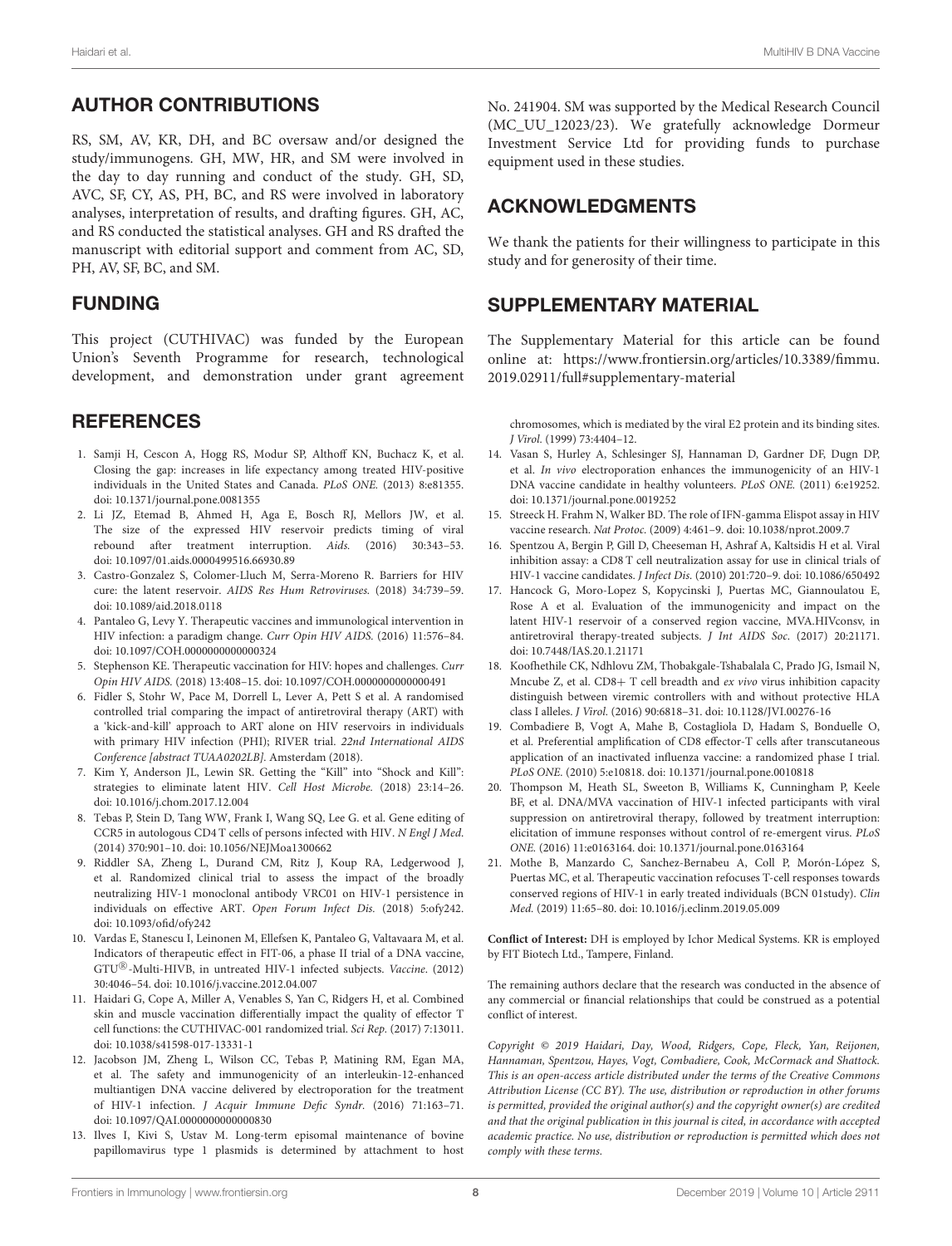## AUTHOR CONTRIBUTIONS

RS, SM, AV, KR, DH, and BC oversaw and/or designed the study/immunogens. GH, MW, HR, and SM were involved in the day to day running and conduct of the study. GH, SD, AVC, SF, CY, AS, PH, BC, and RS were involved in laboratory analyses, interpretation of results, and drafting figures. GH, AC, and RS conducted the statistical analyses. GH and RS drafted the manuscript with editorial support and comment from AC, SD, PH, AV, SF, BC, and SM.

## FUNDING

This project (CUTHIVAC) was funded by the European Union's Seventh Programme for research, technological development, and demonstration under grant agreement No. 241904. SM was supported by the Medical Research Council (MC_UU_12023/23). We gratefully acknowledge Dormeur Investment Service Ltd for providing funds to purchase equipment used in these studies.

## ACKNOWLEDGMENTS

We thank the patients for their willingness to participate in this study and for generosity of their time.

## SUPPLEMENTARY MATERIAL

The Supplementary Material for this article can be found online at: https://www.frontiersin.org/articles/10.3389/fimmu.2019.02911/full#supplementary-material

## REFERENCES

1. Samji H, Cescon A, Hogg RS, Modur SP, Althoff KN, Buchacz K, et al. Closing the gap: increases in life expectancy among treated HIV-positive individuals in the United States and Canada. *PLoS ONE.* (2013) 8:e81355. doi: 10.1371/journal.pone.0081355
2. Li JZ, Etemad B, Ahmed H, Aga E, Bosch RJ, Mellors JW, et al. The size of the expressed HIV reservoir predicts timing of viral rebound after treatment interruption. *Aids.* (2016) 30:343–53. doi: 10.1097/01.aids.0000499516.66930.89
3. Castro-Gonzalez S, Colomer-Lluch M, Serra-Moreno R. Barriers for HIV cure: the latent reservoir. *AIDS Res Hum Retroviruses.* (2018) 34:739–59. doi: 10.1089/aid.2018.0118
4. Pantaleo G, Levy Y. Therapeutic vaccines and immunological intervention in HIV infection: a paradigm change. *Curr Opin HIV AIDS.* (2016) 11:576–84. doi: 10.1097/COH.0000000000000324
5. Stephenson KE. Therapeutic vaccination for HIV: hopes and challenges. *Curr Opin HIV AIDS.* (2018) 13:408–15. doi: 10.1097/COH.0000000000000491
6. Fidler S, Stohr W, Pace M, Dorrell L, Lever A, Pett S et al. A randomised controlled trial comparing the impact of antiretroviral therapy (ART) with a 'kick-and-kill' approach to ART alone on HIV reservoirs in individuals with primary HIV infection (PHI); RIVER trial. *22nd International AIDS Conference [abstract TUAA0202LB].* Amsterdam (2018).
7. Kim Y, Anderson JL, Lewin SR. Getting the "Kill" into "Shock and Kill": strategies to eliminate latent HIV. *Cell Host Microbe.* (2018) 23:14–26. doi: 10.1016/j.chom.2017.12.004
8. Tebas P, Stein D, Tang WW, Frank I, Wang SQ, Lee G. et al. Gene editing of CCR5 in autologous CD4 T cells of persons infected with HIV. *N Engl J Med.* (2014) 370:901–10. doi: 10.1056/NEJMoa1300662
9. Riddler SA, Zheng L, Durand CM, Ritz J, Koup RA, Ledgerwood J, et al. Randomized clinical trial to assess the impact of the broadly neutralizing HIV-1 monoclonal antibody VRC01 on HIV-1 persistence in individuals on effective ART. *Open Forum Infect Dis.* (2018) 5:ofy242. doi: 10.1093/ofid/ofy242
10. Vardas E, Stanescu I, Leinonen M, Ellefsen K, Pantaleo G, Valtavaara M, et al. Indicators of therapeutic effect in FIT-06, a phase II trial of a DNA vaccine, GTU®-Multi-HIVB, in untreated HIV-1 infected subjects. *Vaccine.* (2012) 30:4046–54. doi: 10.1016/j.vaccine.2012.04.007
11. Haidari G, Cope A, Miller A, Venables S, Yan C, Ridgers H, et al. Combined skin and muscle vaccination differentially impact the quality of effector T cell functions: the CUTHIVAC-001 randomized trial. *Sci Rep.* (2017) 7:13011. doi: 10.1038/s41598-017-13331-1
12. Jacobson JM, Zheng L, Wilson CC, Tebas P, Matining RM, Egan MA, et al. The safety and immunogenicity of an interleukin-12-enhanced multiantigen DNA vaccine delivered by electroporation for the treatment of HIV-1 infection. *J Acquir Immune Defic Syndr.* (2016) 71:163–71. doi: 10.1097/QAI.0000000000000830
13. Ilves I, Kivi S, Ustav M. Long-term episomal maintenance of bovine papillomavirus type 1 plasmids is determined by attachment to host chromosomes, which is mediated by the viral E2 protein and its binding sites. *J Virol.* (1999) 73:4404–12.
14. Vasan S, Hurley A, Schlesinger SJ, Hannaman D, Gardner DF, Dugn DP, et al. *In vivo* electroporation enhances the immunogenicity of an HIV-1 DNA vaccine candidate in healthy volunteers. *PLoS ONE.* (2011) 6:e19252. doi: 10.1371/journal.pone.0019252
15. Streeck H. Frahm N, Walker BD. The role of IFN-gamma Elispot assay in HIV vaccine research. *Nat Protoc.* (2009) 4:461–9. doi: 10.1038/nprot.2009.7
16. Spentzou A, Bergin P, Gill D, Cheeseman H, Ashraf A, Kaltsidis H et al. Viral inhibition assay: a CD8 T cell neutralization assay for use in clinical trials of HIV-1 vaccine candidates. *J Infect Dis.* (2010) 201:720–9. doi: 10.1086/650492
17. Hancock G, Moro-Lopez S, Kopycinski J, Puertas MC, Giannoulatou E, Rose A et al. Evaluation of the immunogenicity and impact on the latent HIV-1 reservoir of a conserved region vaccine, MVA.HIVconsv, in antiretroviral therapy-treated subjects. *J Int AIDS Soc.* (2017) 20:21171. doi: 10.7448/IAS.20.1.21171
18. Koofhethile CK, Ndhlovu ZM, Thobakgale-Tshabalala C, Prado JG, Ismail N, Mncube Z, et al. CD8+ T cell breadth and *ex vivo* virus inhibition capacity distinguish between viremic controllers with and without protective HLA class I alleles. *J Virol.* (2016) 90:6818–31. doi: 10.1128/JVI.00276-16
19. Combadiere B, Vogt A, Mahe B, Costagliola D, Hadam S, Bonduelle O, et al. Preferential amplification of CD8 effector-T cells after transcutaneous application of an inactivated influenza vaccine: a randomized phase I trial. *PLoS ONE.* (2010) 5:e10818. doi: 10.1371/journal.pone.0010818
20. Thompson M, Heath SL, Sweeton B, Williams K, Cunningham P, Keele BF, et al. DNA/MVA vaccination of HIV-1 infected participants with viral suppression on antiretroviral therapy, followed by treatment interruption: elicitation of immune responses without control of re-emergent virus. *PLoS ONE.* (2016) 11:e0163164. doi: 10.1371/journal.pone.0163164
21. Mothe B, Manzardo C, Sanchez-Bernabeu A, Coll P, Morón-López S, Puertas MC, et al. Therapeutic vaccination refocuses T-cell responses towards conserved regions of HIV-1 in early treated individuals (BCN 01study). *Clin Med.* (2019) 11:65–80. doi: 10.1016/j.eclinm.2019.05.009

**Conflict of Interest:** DH is employed by Ichor Medical Systems. KR is employed by FIT Biotech Ltd., Tampere, Finland.

The remaining authors declare that the research was conducted in the absence of any commercial or financial relationships that could be construed as a potential conflict of interest.

*Copyright © 2019 Haidari, Day, Wood, Ridgers, Cope, Fleck, Yan, Reijonen, Hannaman, Spentzou, Hayes, Vogt, Combadiere, Cook, McCormack and Shattock. This is an open-access article distributed under the terms of the Creative Commons Attribution License (CC BY). The use, distribution or reproduction in other forums is permitted, provided the original author(s) and the copyright owner(s) are credited and that the original publication in this journal is cited, in accordance with accepted academic practice. No use, distribution or reproduction is permitted which does not comply with these terms.*